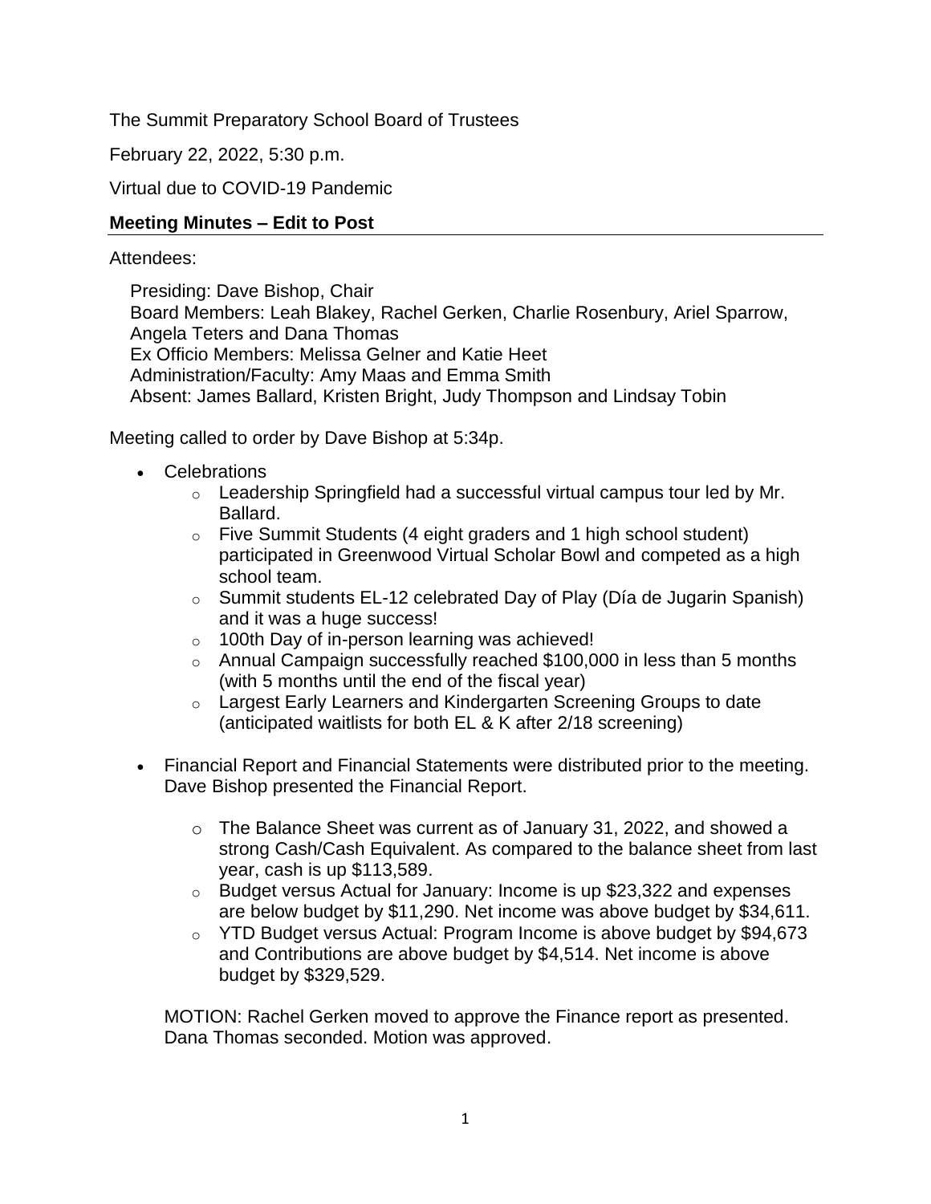The Summit Preparatory School Board of Trustees

February 22, 2022, 5:30 p.m.

Virtual due to COVID-19 Pandemic

**Meeting Minutes – Edit to Post**

Attendees:

Presiding: Dave Bishop, Chair
Board Members: Leah Blakey, Rachel Gerken, Charlie Rosenbury, Ariel Sparrow, Angela Teters and Dana Thomas
Ex Officio Members: Melissa Gelner and Katie Heet
Administration/Faculty: Amy Maas and Emma Smith
Absent: James Ballard, Kristen Bright, Judy Thompson and Lindsay Tobin

Meeting called to order by Dave Bishop at 5:34p.

- Celebrations
  - Leadership Springfield had a successful virtual campus tour led by Mr. Ballard.
  - Five Summit Students (4 eight graders and 1 high school student) participated in Greenwood Virtual Scholar Bowl and competed as a high school team.
  - Summit students EL-12 celebrated Day of Play (Día de Jugarin Spanish) and it was a huge success!
  - 100th Day of in-person learning was achieved!
  - Annual Campaign successfully reached $100,000 in less than 5 months (with 5 months until the end of the fiscal year)
  - Largest Early Learners and Kindergarten Screening Groups to date (anticipated waitlists for both EL & K after 2/18 screening)

- Financial Report and Financial Statements were distributed prior to the meeting. Dave Bishop presented the Financial Report.
  - The Balance Sheet was current as of January 31, 2022, and showed a strong Cash/Cash Equivalent. As compared to the balance sheet from last year, cash is up $113,589.
  - Budget versus Actual for January: Income is up $23,322 and expenses are below budget by $11,290. Net income was above budget by $34,611.
  - YTD Budget versus Actual: Program Income is above budget by $94,673 and Contributions are above budget by $4,514. Net income is above budget by $329,529.

  MOTION: Rachel Gerken moved to approve the Finance report as presented. Dana Thomas seconded. Motion was approved.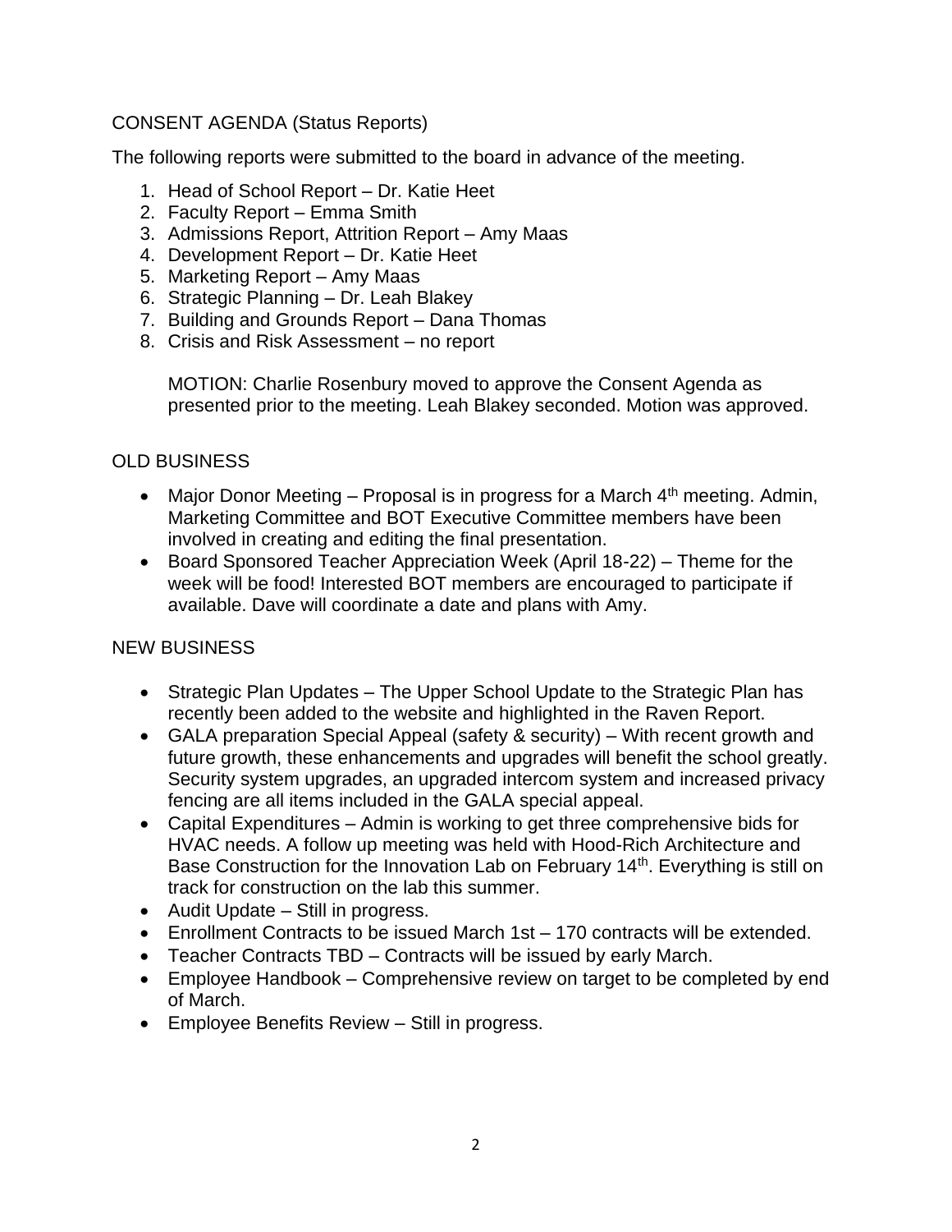## CONSENT AGENDA (Status Reports)

The following reports were submitted to the board in advance of the meeting.

1. Head of School Report – Dr. Katie Heet
2. Faculty Report – Emma Smith
3. Admissions Report, Attrition Report – Amy Maas
4. Development Report – Dr. Katie Heet
5. Marketing Report – Amy Maas
6. Strategic Planning – Dr. Leah Blakey
7. Building and Grounds Report – Dana Thomas
8. Crisis and Risk Assessment – no report

   MOTION: Charlie Rosenbury moved to approve the Consent Agenda as presented prior to the meeting. Leah Blakey seconded. Motion was approved.

## OLD BUSINESS

- Major Donor Meeting – Proposal is in progress for a March 4th meeting. Admin, Marketing Committee and BOT Executive Committee members have been involved in creating and editing the final presentation.
- Board Sponsored Teacher Appreciation Week (April 18-22) – Theme for the week will be food! Interested BOT members are encouraged to participate if available. Dave will coordinate a date and plans with Amy.

## NEW BUSINESS

- Strategic Plan Updates – The Upper School Update to the Strategic Plan has recently been added to the website and highlighted in the Raven Report.
- GALA preparation Special Appeal (safety & security) – With recent growth and future growth, these enhancements and upgrades will benefit the school greatly. Security system upgrades, an upgraded intercom system and increased privacy fencing are all items included in the GALA special appeal.
- Capital Expenditures – Admin is working to get three comprehensive bids for HVAC needs. A follow up meeting was held with Hood-Rich Architecture and Base Construction for the Innovation Lab on February 14th. Everything is still on track for construction on the lab this summer.
- Audit Update – Still in progress.
- Enrollment Contracts to be issued March 1st – 170 contracts will be extended.
- Teacher Contracts TBD – Contracts will be issued by early March.
- Employee Handbook – Comprehensive review on target to be completed by end of March.
- Employee Benefits Review – Still in progress.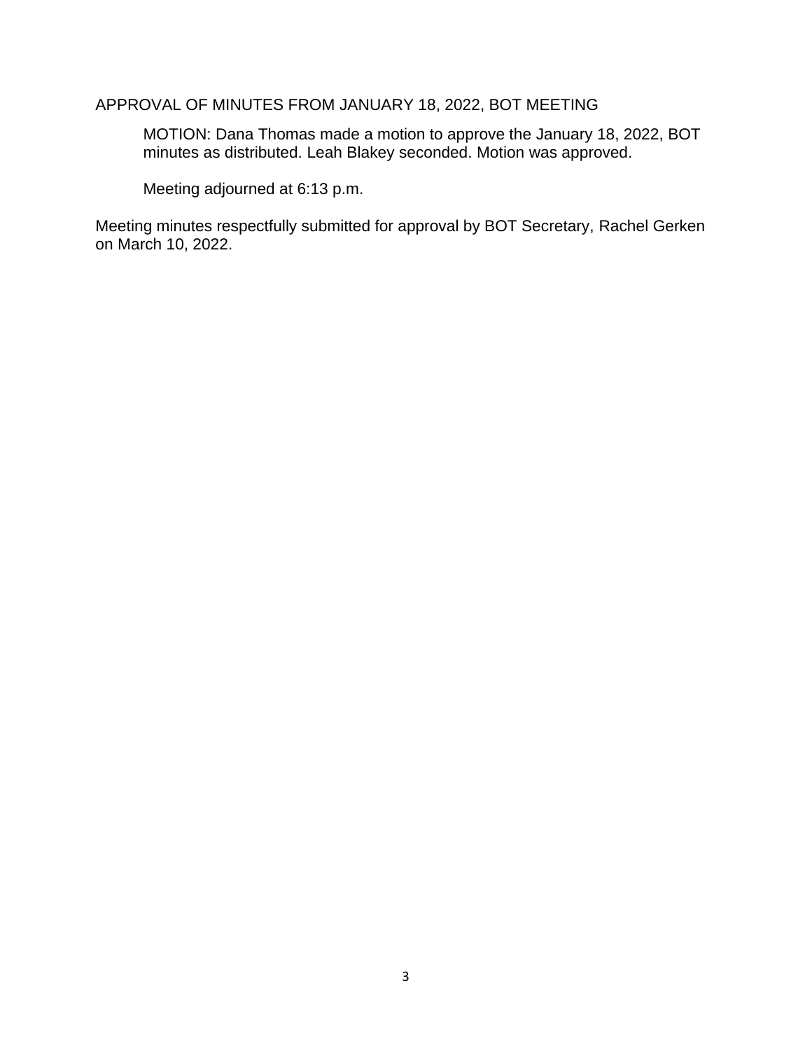APPROVAL OF MINUTES FROM JANUARY 18, 2022, BOT MEETING

MOTION: Dana Thomas made a motion to approve the January 18, 2022, BOT minutes as distributed. Leah Blakey seconded. Motion was approved.

Meeting adjourned at 6:13 p.m.

Meeting minutes respectfully submitted for approval by BOT Secretary, Rachel Gerken on March 10, 2022.